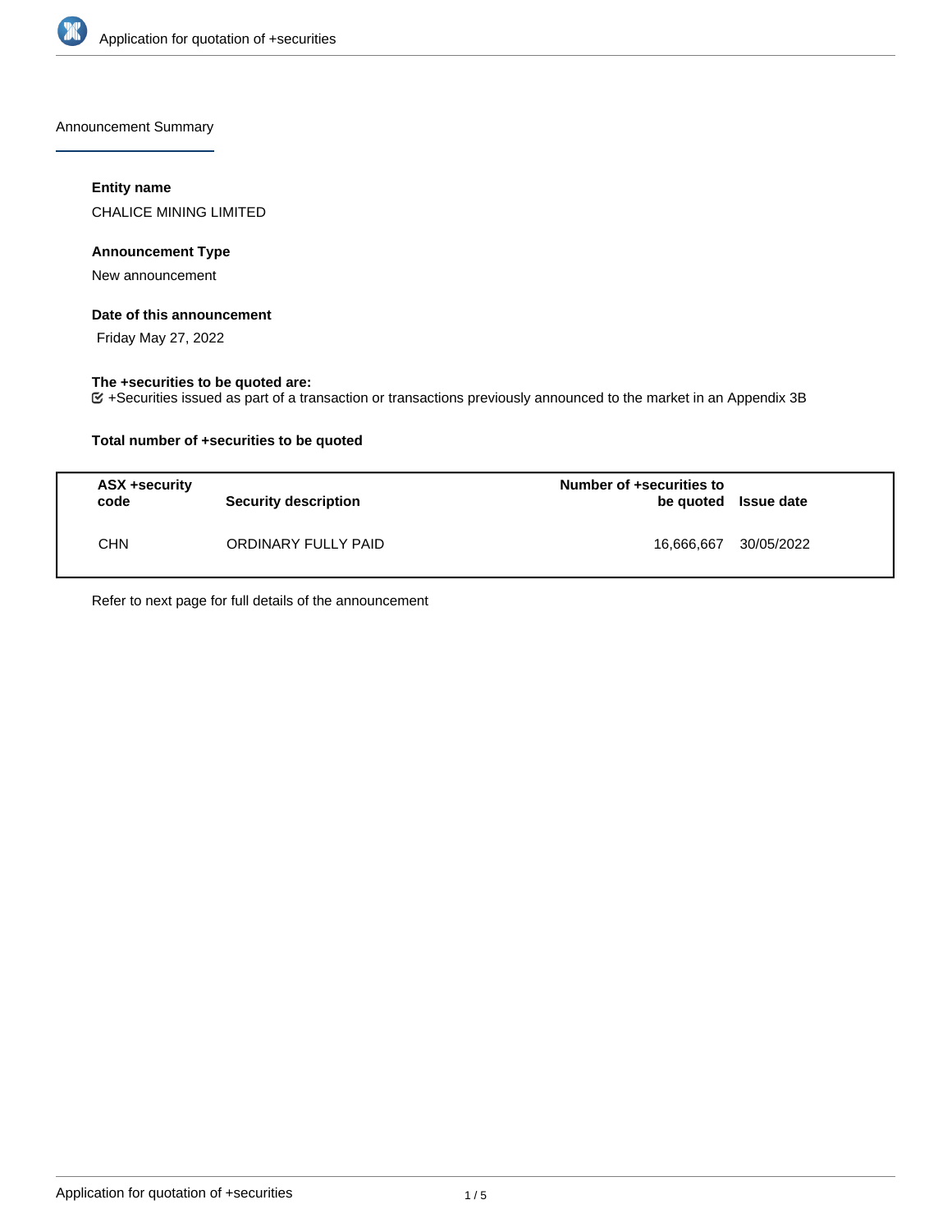Announcement Summary

**Entity name**

CHALICE MINING LIMITED

**Announcement Type**

New announcement

**Date of this announcement**

Friday May 27, 2022

**The +securities to be quoted are:**

+Securities issued as part of a transaction or transactions previously announced to the market in an Appendix 3B

**Total number of +securities to be quoted**

| ASX +security code | Security description | Number of +securities to be quoted | Issue date |
|---|---|---|---|
| CHN | ORDINARY FULLY PAID | 16,666,667 | 30/05/2022 |

Refer to next page for full details of the announcement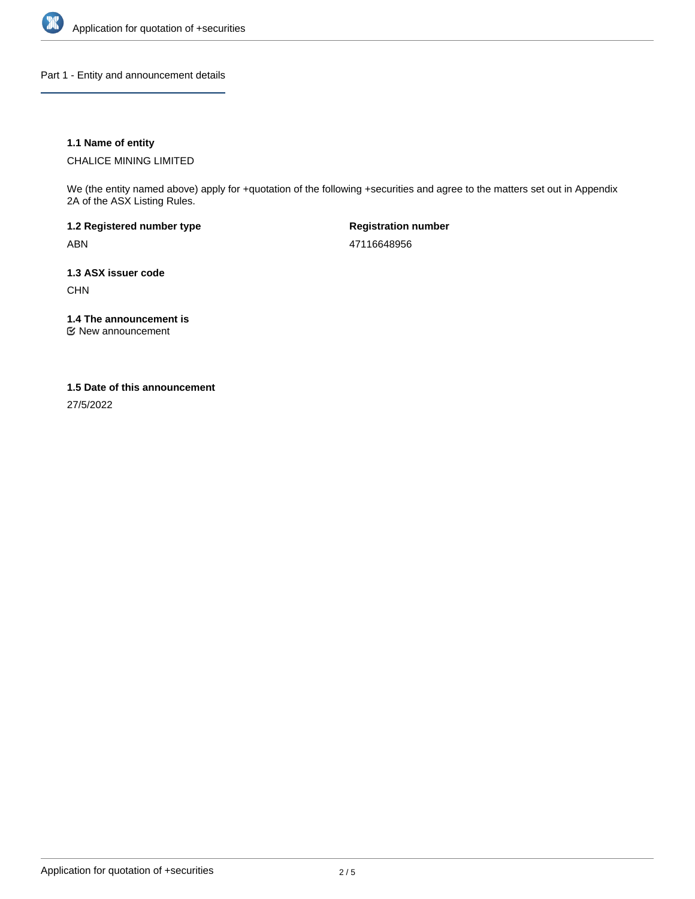## Part 1 - Entity and announcement details

**1.1 Name of entity**

CHALICE MINING LIMITED

We (the entity named above) apply for +quotation of the following +securities and agree to the matters set out in Appendix 2A of the ASX Listing Rules.

**1.2 Registered number type**

ABN

**Registration number**

47116648956

**1.3 ASX issuer code**

CHN

**1.4 The announcement is**

☑ New announcement

**1.5 Date of this announcement**

27/5/2022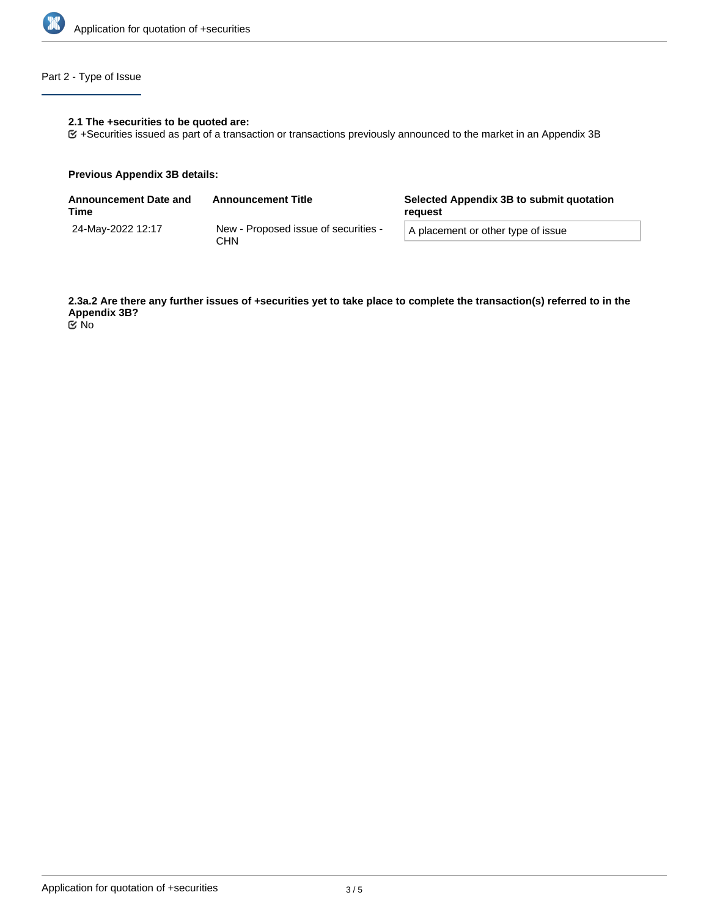## Part 2 - Type of Issue

**2.1 The +securities to be quoted are:**

☑ +Securities issued as part of a transaction or transactions previously announced to the market in an Appendix 3B

**Previous Appendix 3B details:**

| Announcement Date and Time | Announcement Title | Selected Appendix 3B to submit quotation request |
|---|---|---|
| 24-May-2022 12:17 | New - Proposed issue of securities - CHN | A placement or other type of issue |

**2.3a.2 Are there any further issues of +securities yet to take place to complete the transaction(s) referred to in the Appendix 3B?**

☑ No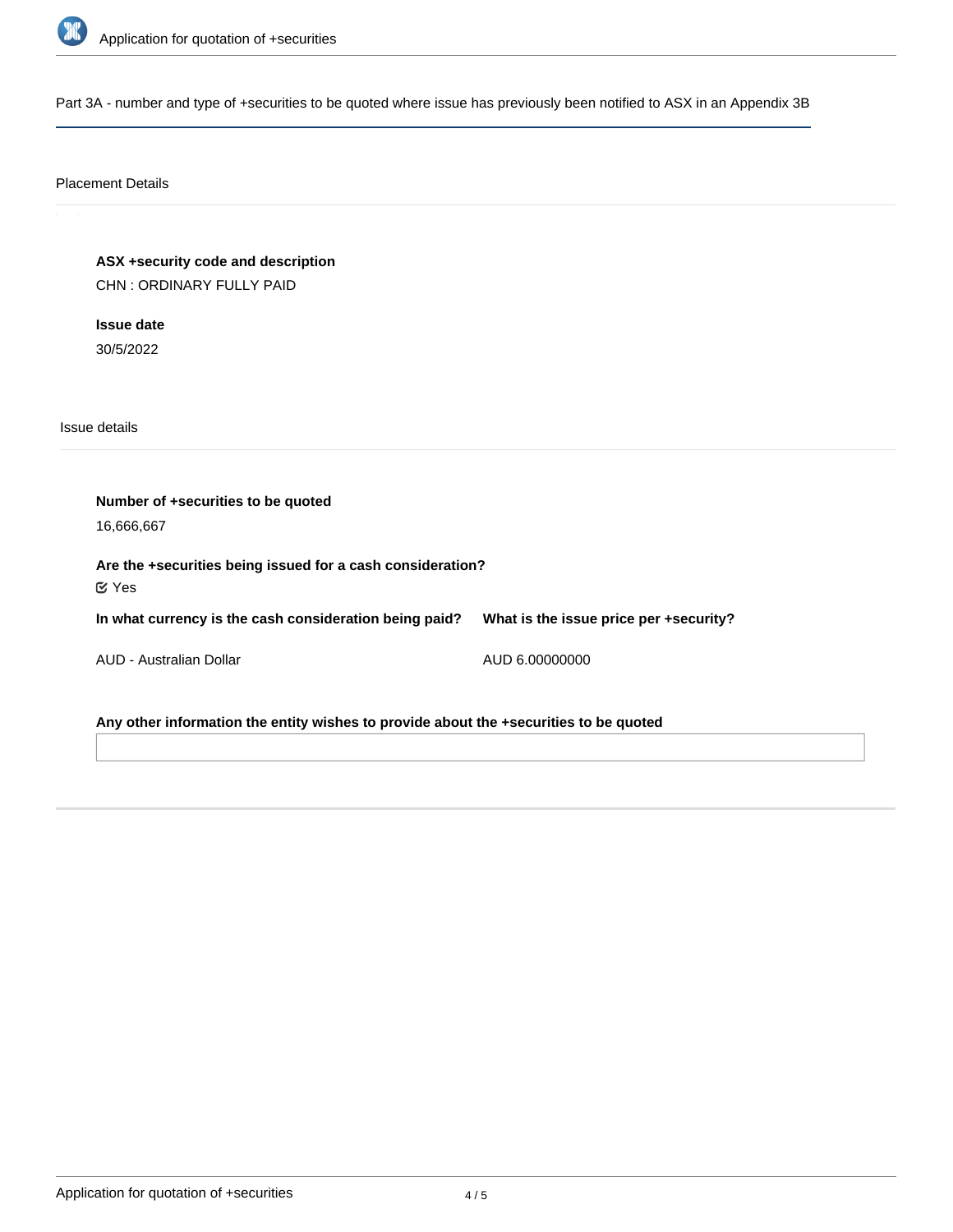Part 3A - number and type of +securities to be quoted where issue has previously been notified to ASX in an Appendix 3B

## Placement Details

**ASX +security code and description**

CHN : ORDINARY FULLY PAID

**Issue date**

30/5/2022

## Issue details

**Number of +securities to be quoted**

16,666,667

**Are the +securities being issued for a cash consideration?**

☑ Yes

| In what currency is the cash consideration being paid? | What is the issue price per +security? |
| --- | --- |
| AUD - Australian Dollar | AUD 6.00000000 |

**Any other information the entity wishes to provide about the +securities to be quoted**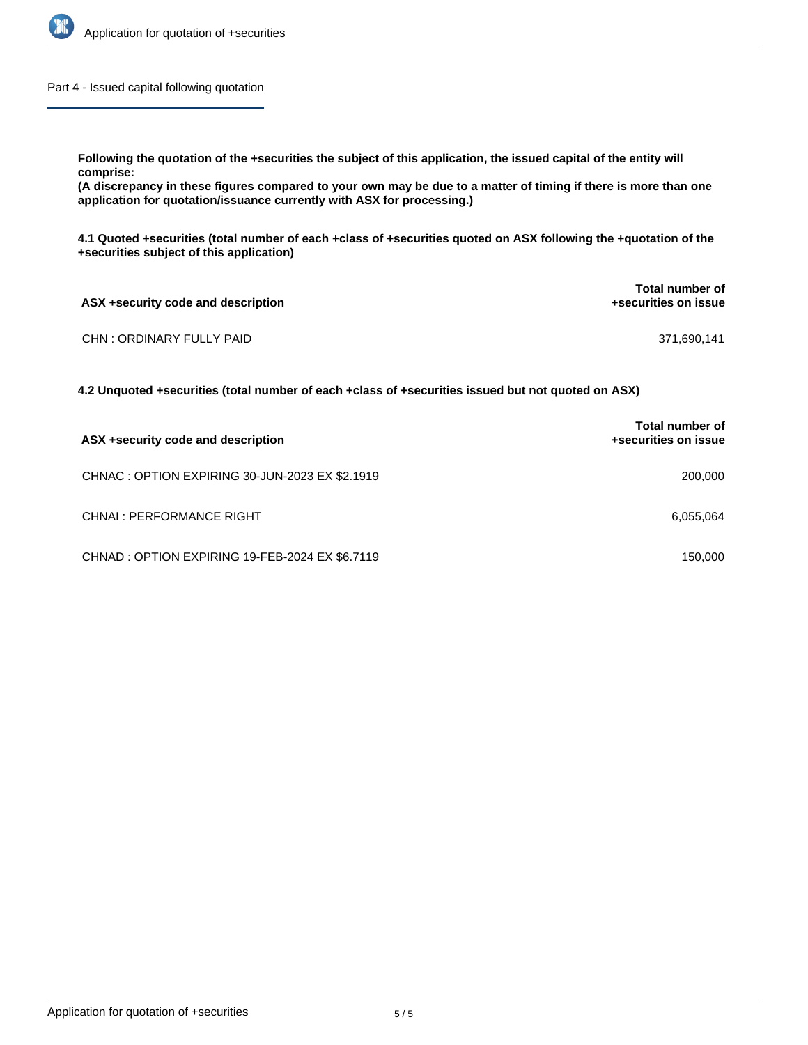## Part 4 - Issued capital following quotation

**Following the quotation of the +securities the subject of this application, the issued capital of the entity will comprise:**
**(A discrepancy in these figures compared to your own may be due to a matter of timing if there is more than one application for quotation/issuance currently with ASX for processing.)**

**4.1 Quoted +securities (total number of each +class of +securities quoted on ASX following the +quotation of the +securities subject of this application)**

| ASX +security code and description | Total number of +securities on issue |
|---|---|
| CHN : ORDINARY FULLY PAID | 371,690,141 |

**4.2 Unquoted +securities (total number of each +class of +securities issued but not quoted on ASX)**

| ASX +security code and description | Total number of +securities on issue |
|---|---|
| CHNAC : OPTION EXPIRING 30-JUN-2023 EX $2.1919 | 200,000 |
| CHNAI : PERFORMANCE RIGHT | 6,055,064 |
| CHNAD : OPTION EXPIRING 19-FEB-2024 EX $6.7119 | 150,000 |